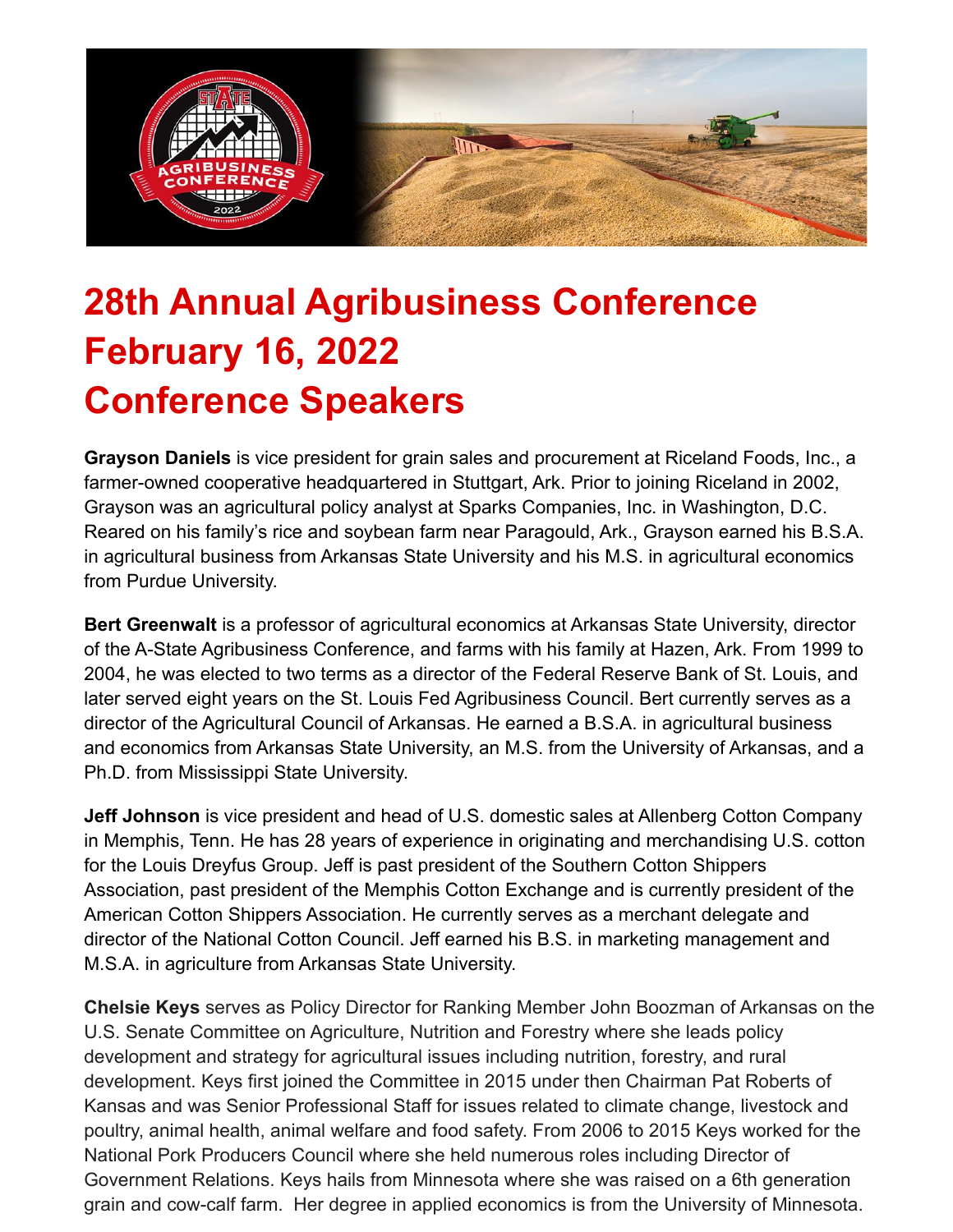# 28th Annual Agribusiness Conference
# February 16, 2022
# Conference Speakers

**Grayson Daniels** is vice president for grain sales and procurement at Riceland Foods, Inc., a farmer-owned cooperative headquartered in Stuttgart, Ark. Prior to joining Riceland in 2002, Grayson was an agricultural policy analyst at Sparks Companies, Inc. in Washington, D.C. Reared on his family's rice and soybean farm near Paragould, Ark., Grayson earned his B.S.A. in agricultural business from Arkansas State University and his M.S. in agricultural economics from Purdue University.

**Bert Greenwalt** is a professor of agricultural economics at Arkansas State University, director of the A-State Agribusiness Conference, and farms with his family at Hazen, Ark. From 1999 to 2004, he was elected to two terms as a director of the Federal Reserve Bank of St. Louis, and later served eight years on the St. Louis Fed Agribusiness Council. Bert currently serves as a director of the Agricultural Council of Arkansas. He earned a B.S.A. in agricultural business and economics from Arkansas State University, an M.S. from the University of Arkansas, and a Ph.D. from Mississippi State University.

**Jeff Johnson** is vice president and head of U.S. domestic sales at Allenberg Cotton Company in Memphis, Tenn. He has 28 years of experience in originating and merchandising U.S. cotton for the Louis Dreyfus Group. Jeff is past president of the Southern Cotton Shippers Association, past president of the Memphis Cotton Exchange and is currently president of the American Cotton Shippers Association. He currently serves as a merchant delegate and director of the National Cotton Council. Jeff earned his B.S. in marketing management and M.S.A. in agriculture from Arkansas State University.

**Chelsie Keys** serves as Policy Director for Ranking Member John Boozman of Arkansas on the U.S. Senate Committee on Agriculture, Nutrition and Forestry where she leads policy development and strategy for agricultural issues including nutrition, forestry, and rural development. Keys first joined the Committee in 2015 under then Chairman Pat Roberts of Kansas and was Senior Professional Staff for issues related to climate change, livestock and poultry, animal health, animal welfare and food safety. From 2006 to 2015 Keys worked for the National Pork Producers Council where she held numerous roles including Director of Government Relations. Keys hails from Minnesota where she was raised on a 6th generation grain and cow-calf farm. Her degree in applied economics is from the University of Minnesota.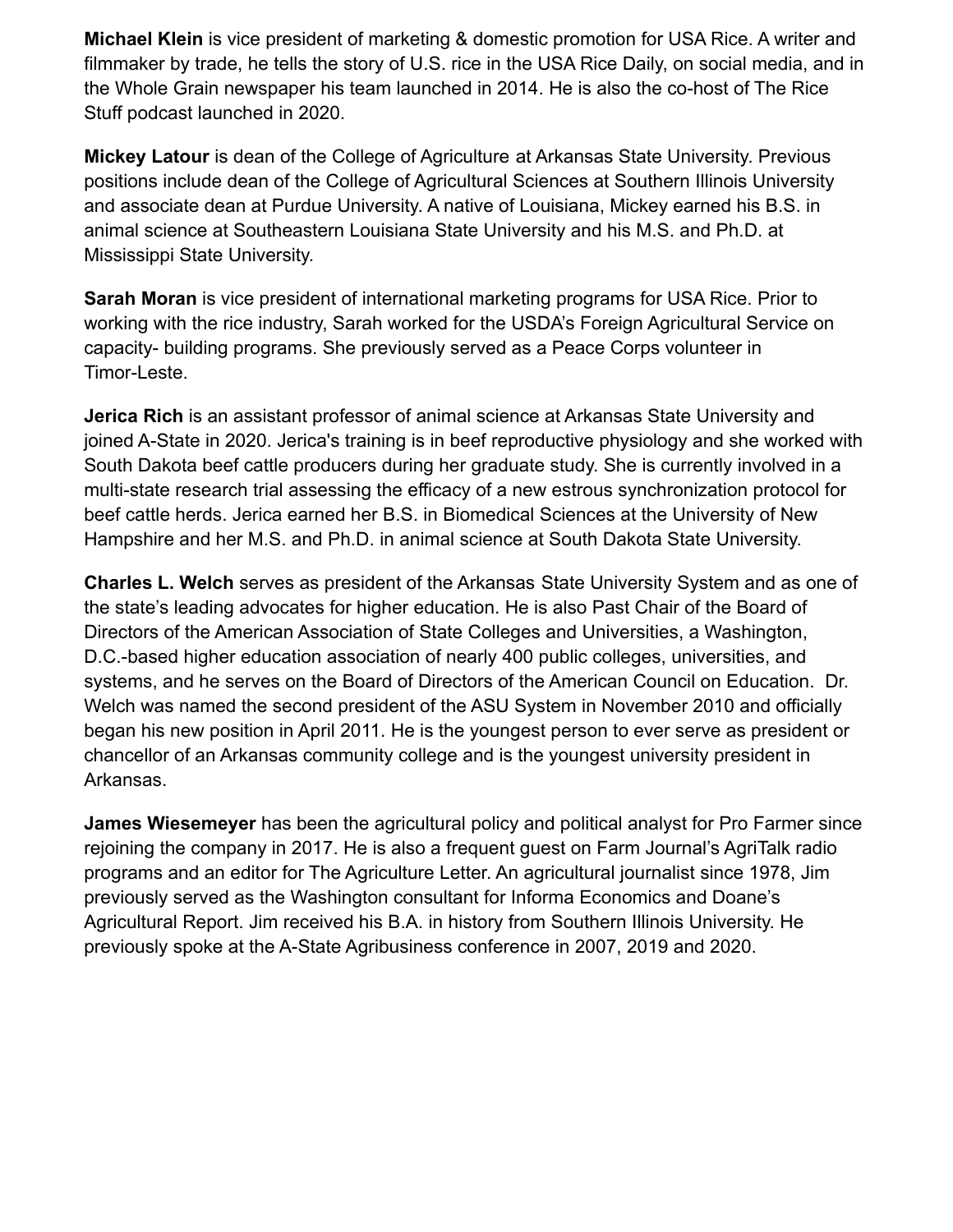**Michael Klein** is vice president of marketing & domestic promotion for USA Rice. A writer and filmmaker by trade, he tells the story of U.S. rice in the USA Rice Daily, on social media, and in the Whole Grain newspaper his team launched in 2014. He is also the co-host of The Rice Stuff podcast launched in 2020.

**Mickey Latour** is dean of the College of Agriculture at Arkansas State University. Previous positions include dean of the College of Agricultural Sciences at Southern Illinois University and associate dean at Purdue University. A native of Louisiana, Mickey earned his B.S. in animal science at Southeastern Louisiana State University and his M.S. and Ph.D. at Mississippi State University.

**Sarah Moran** is vice president of international marketing programs for USA Rice. Prior to working with the rice industry, Sarah worked for the USDA's Foreign Agricultural Service on capacity- building programs. She previously served as a Peace Corps volunteer in Timor-Leste.

**Jerica Rich** is an assistant professor of animal science at Arkansas State University and joined A-State in 2020. Jerica's training is in beef reproductive physiology and she worked with South Dakota beef cattle producers during her graduate study. She is currently involved in a multi-state research trial assessing the efficacy of a new estrous synchronization protocol for beef cattle herds. Jerica earned her B.S. in Biomedical Sciences at the University of New Hampshire and her M.S. and Ph.D. in animal science at South Dakota State University.

**Charles L. Welch** serves as president of the Arkansas State University System and as one of the state's leading advocates for higher education. He is also Past Chair of the Board of Directors of the American Association of State Colleges and Universities, a Washington, D.C.-based higher education association of nearly 400 public colleges, universities, and systems, and he serves on the Board of Directors of the American Council on Education. Dr. Welch was named the second president of the ASU System in November 2010 and officially began his new position in April 2011. He is the youngest person to ever serve as president or chancellor of an Arkansas community college and is the youngest university president in Arkansas.

**James Wiesemeyer** has been the agricultural policy and political analyst for Pro Farmer since rejoining the company in 2017. He is also a frequent guest on Farm Journal's AgriTalk radio programs and an editor for The Agriculture Letter. An agricultural journalist since 1978, Jim previously served as the Washington consultant for Informa Economics and Doane's Agricultural Report. Jim received his B.A. in history from Southern Illinois University. He previously spoke at the A-State Agribusiness conference in 2007, 2019 and 2020.